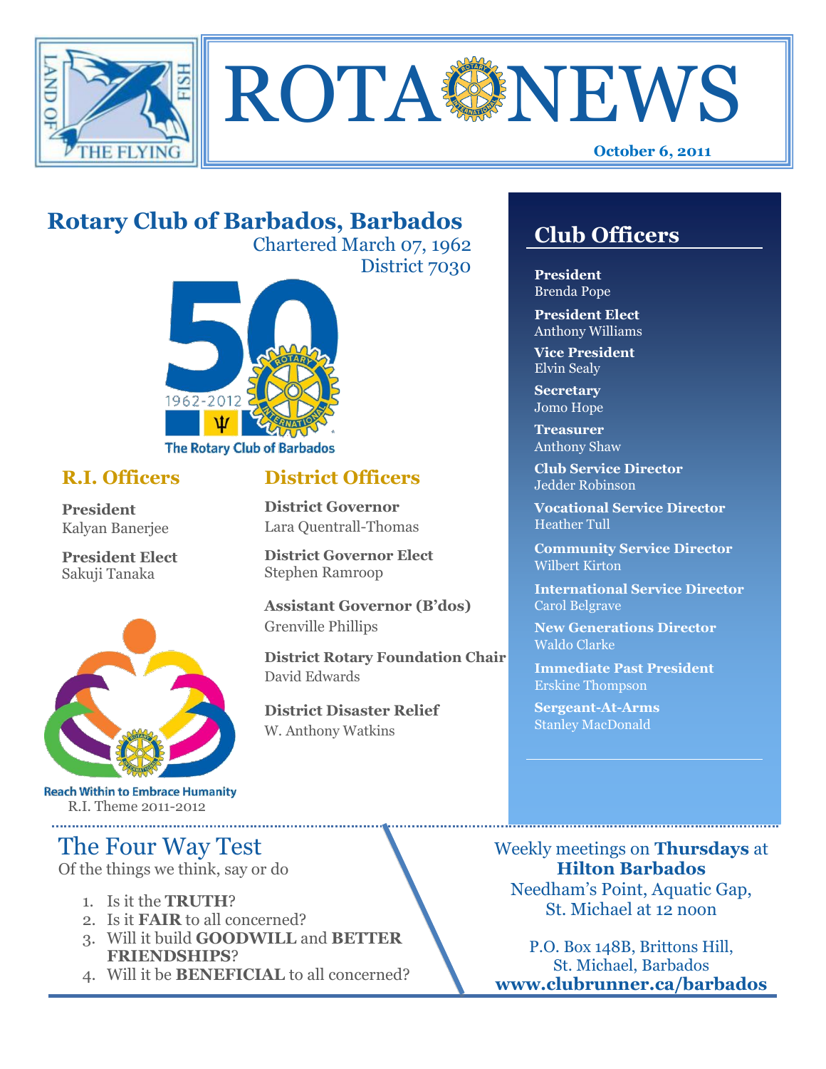# ROTA NEWS

October 6, 2011

## Rotary Club of Barbados, Barbados

Chartered March 07, 1962

District 7030

1962-2012

The Rotary Club of Barbados

### R.I. Officers

**President**
Kalyan Banerjee

**President Elect**
Sakuji Tanaka

Reach Within to Embrace Humanity

R.I. Theme 2011-2012

### District Officers

**District Governor**
Lara Quentrall-Thomas

**District Governor Elect**
Stephen Ramroop

**Assistant Governor (B'dos)**
Grenville Phillips

**District Rotary Foundation Chair**
David Edwards

**District Disaster Relief**
W. Anthony Watkins

## Club Officers

**President**
Brenda Pope

**President Elect**
Anthony Williams

**Vice President**
Elvin Sealy

**Secretary**
Jomo Hope

**Treasurer**
Anthony Shaw

**Club Service Director**
Jedder Robinson

**Vocational Service Director**
Heather Tull

**Community Service Director**
Wilbert Kirton

**International Service Director**
Carol Belgrave

**New Generations Director**
Waldo Clarke

**Immediate Past President**
Erskine Thompson

**Sergeant-At-Arms**
Stanley MacDonald

## The Four Way Test

Of the things we think, say or do

1. Is it the **TRUTH**?
2. Is it **FAIR** to all concerned?
3. Will it build **GOODWILL** and **BETTER FRIENDSHIPS**?
4. Will it be **BENEFICIAL** to all concerned?

Weekly meetings on **Thursdays** at **Hilton Barbados**
Needham's Point, Aquatic Gap,
St. Michael at 12 noon

P.O. Box 148B, Brittons Hill,
St. Michael, Barbados
**www.clubrunner.ca/barbados**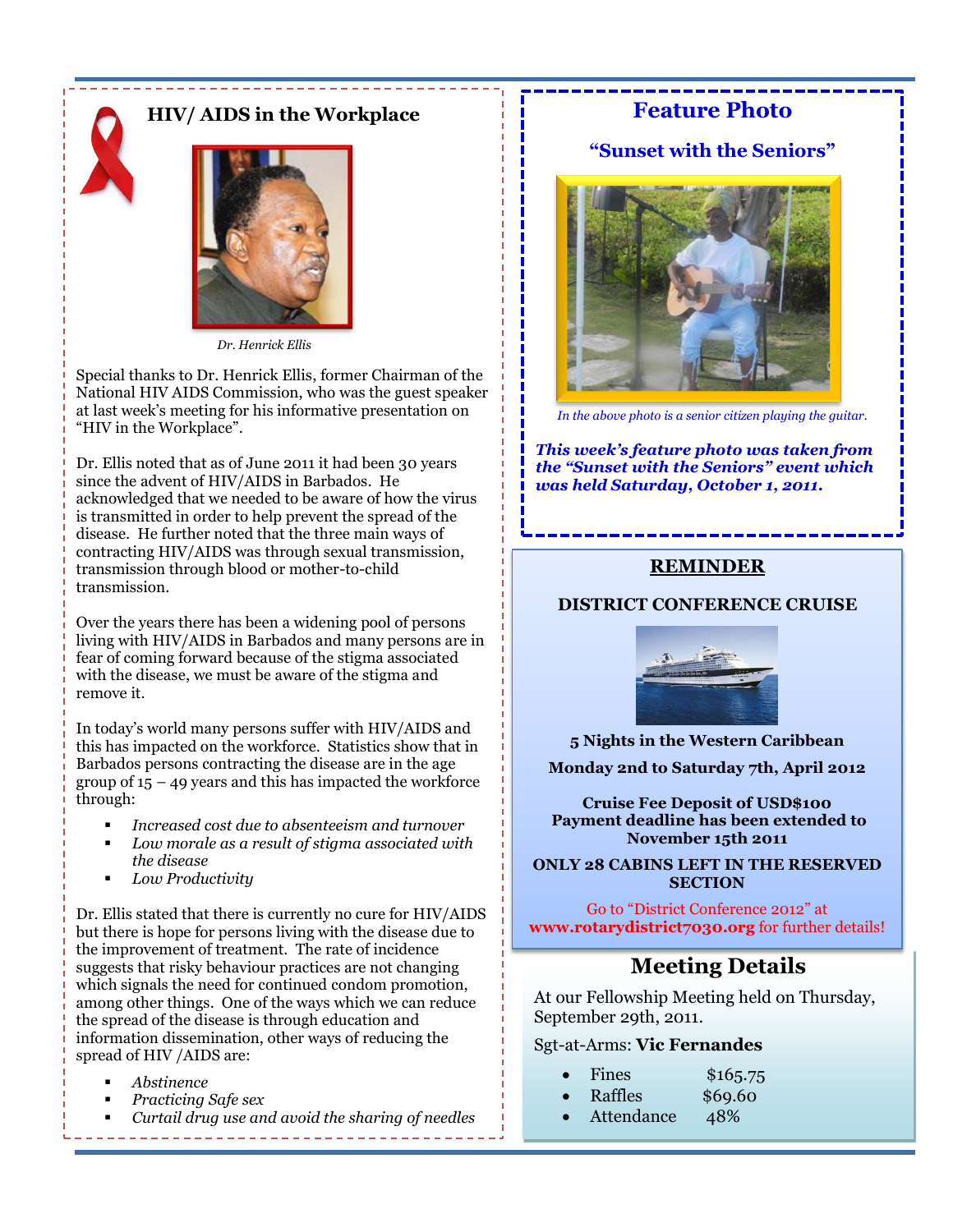## HIV/ AIDS in the Workplace

*Dr. Henrick Ellis*

Special thanks to Dr. Henrick Ellis, former Chairman of the National HIV AIDS Commission, who was the guest speaker at last week's meeting for his informative presentation on "HIV in the Workplace".

Dr. Ellis noted that as of June 2011 it had been 30 years since the advent of HIV/AIDS in Barbados. He acknowledged that we needed to be aware of how the virus is transmitted in order to help prevent the spread of the disease. He further noted that the three main ways of contracting HIV/AIDS was through sexual transmission, transmission through blood or mother-to-child transmission.

Over the years there has been a widening pool of persons living with HIV/AIDS in Barbados and many persons are in fear of coming forward because of the stigma associated with the disease, we must be aware of the stigma and remove it.

In today's world many persons suffer with HIV/AIDS and this has impacted on the workforce. Statistics show that in Barbados persons contracting the disease are in the age group of 15 – 49 years and this has impacted the workforce through:

- *Increased cost due to absenteeism and turnover*
- *Low morale as a result of stigma associated with the disease*
- *Low Productivity*

Dr. Ellis stated that there is currently no cure for HIV/AIDS but there is hope for persons living with the disease due to the improvement of treatment. The rate of incidence suggests that risky behaviour practices are not changing which signals the need for continued condom promotion, among other things. One of the ways which we can reduce the spread of the disease is through education and information dissemination, other ways of reducing the spread of HIV /AIDS are:

- *Abstinence*
- *Practicing Safe sex*
- *Curtail drug use and avoid the sharing of needles*

## Feature Photo

### "Sunset with the Seniors"

*In the above photo is a senior citizen playing the guitar.*

***This week's feature photo was taken from the "Sunset with the Seniors" event which was held Saturday, October 1, 2011.***

## REMINDER

**DISTRICT CONFERENCE CRUISE**

**5 Nights in the Western Caribbean**

**Monday 2nd to Saturday 7th, April 2012**

**Cruise Fee Deposit of USD$100**
**Payment deadline has been extended to November 15th 2011**

**ONLY 28 CABINS LEFT IN THE RESERVED SECTION**

Go to "District Conference 2012" at **www.rotarydistrict7030.org** for further details!

## Meeting Details

At our Fellowship Meeting held on Thursday, September 29th, 2011.

Sgt-at-Arms: **Vic Fernandes**

- Fines $165.75
- Raffles $69.60
- Attendance 48%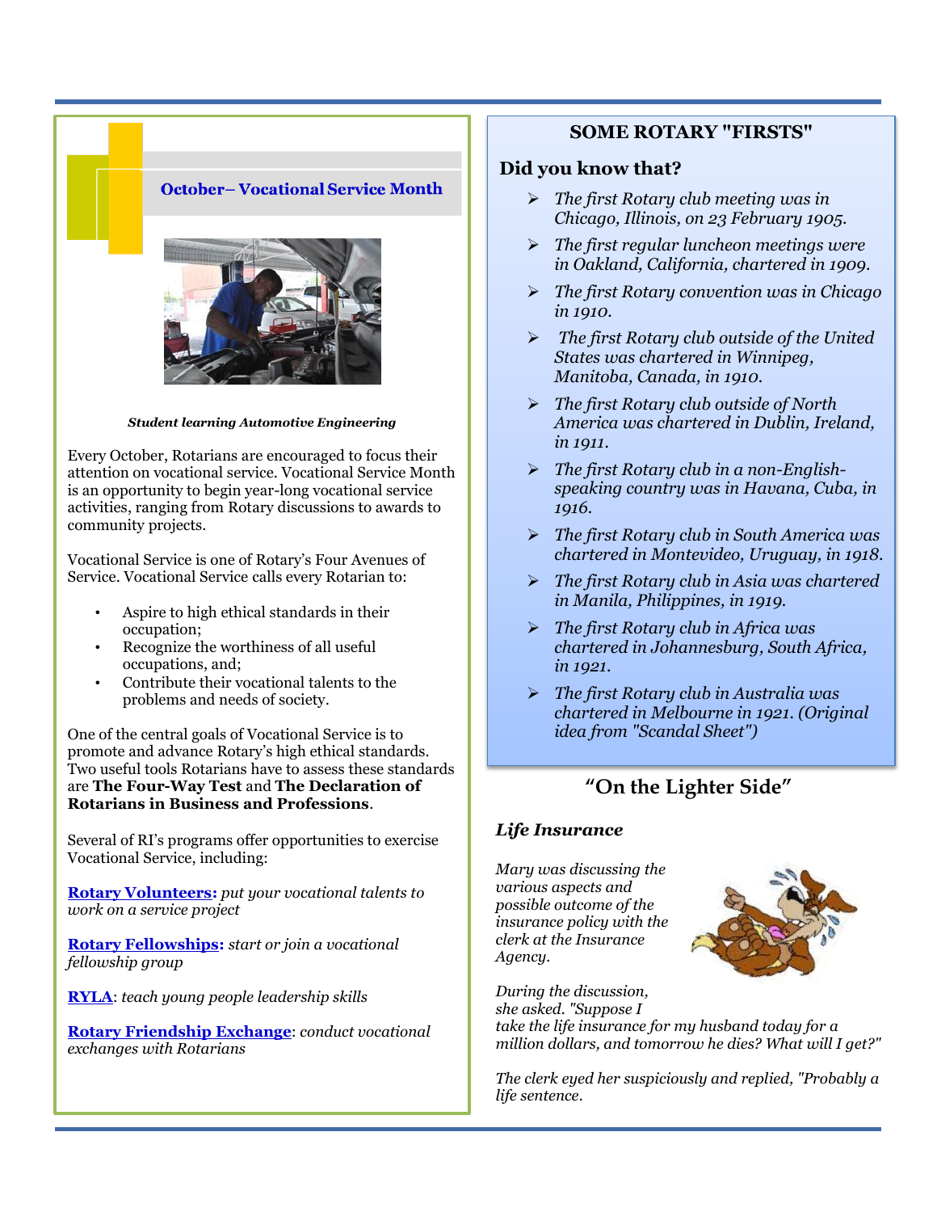## October– Vocational Service Month

*Student learning Automotive Engineering*

Every October, Rotarians are encouraged to focus their attention on vocational service. Vocational Service Month is an opportunity to begin year-long vocational service activities, ranging from Rotary discussions to awards to community projects.

Vocational Service is one of Rotary's Four Avenues of Service. Vocational Service calls every Rotarian to:

- Aspire to high ethical standards in their occupation;
- Recognize the worthiness of all useful occupations, and;
- Contribute their vocational talents to the problems and needs of society.

One of the central goals of Vocational Service is to promote and advance Rotary's high ethical standards. Two useful tools Rotarians have to assess these standards are **The Four-Way Test** and **The Declaration of Rotarians in Business and Professions**.

Several of RI's programs offer opportunities to exercise Vocational Service, including:

**Rotary Volunteers:** *put your vocational talents to work on a service project*

**Rotary Fellowships:** *start or join a vocational fellowship group*

**RYLA**: *teach young people leadership skills*

**Rotary Friendship Exchange**: *conduct vocational exchanges with Rotarians*

## SOME ROTARY "FIRSTS"

### Did you know that?

- *The first Rotary club meeting was in Chicago, Illinois, on 23 February 1905.*
- *The first regular luncheon meetings were in Oakland, California, chartered in 1909.*
- *The first Rotary convention was in Chicago in 1910.*
- *The first Rotary club outside of the United States was chartered in Winnipeg, Manitoba, Canada, in 1910.*
- *The first Rotary club outside of North America was chartered in Dublin, Ireland, in 1911.*
- *The first Rotary club in a non-English-speaking country was in Havana, Cuba, in 1916.*
- *The first Rotary club in South America was chartered in Montevideo, Uruguay, in 1918.*
- *The first Rotary club in Asia was chartered in Manila, Philippines, in 1919.*
- *The first Rotary club in Africa was chartered in Johannesburg, South Africa, in 1921.*
- *The first Rotary club in Australia was chartered in Melbourne in 1921. (Original idea from "Scandal Sheet")*

## "On the Lighter Side"

### *Life Insurance*

*Mary was discussing the various aspects and possible outcome of the insurance policy with the clerk at the Insurance Agency.*

*During the discussion, she asked. "Suppose I take the life insurance for my husband today for a million dollars, and tomorrow he dies? What will I get?"*

*The clerk eyed her suspiciously and replied, "Probably a life sentence.*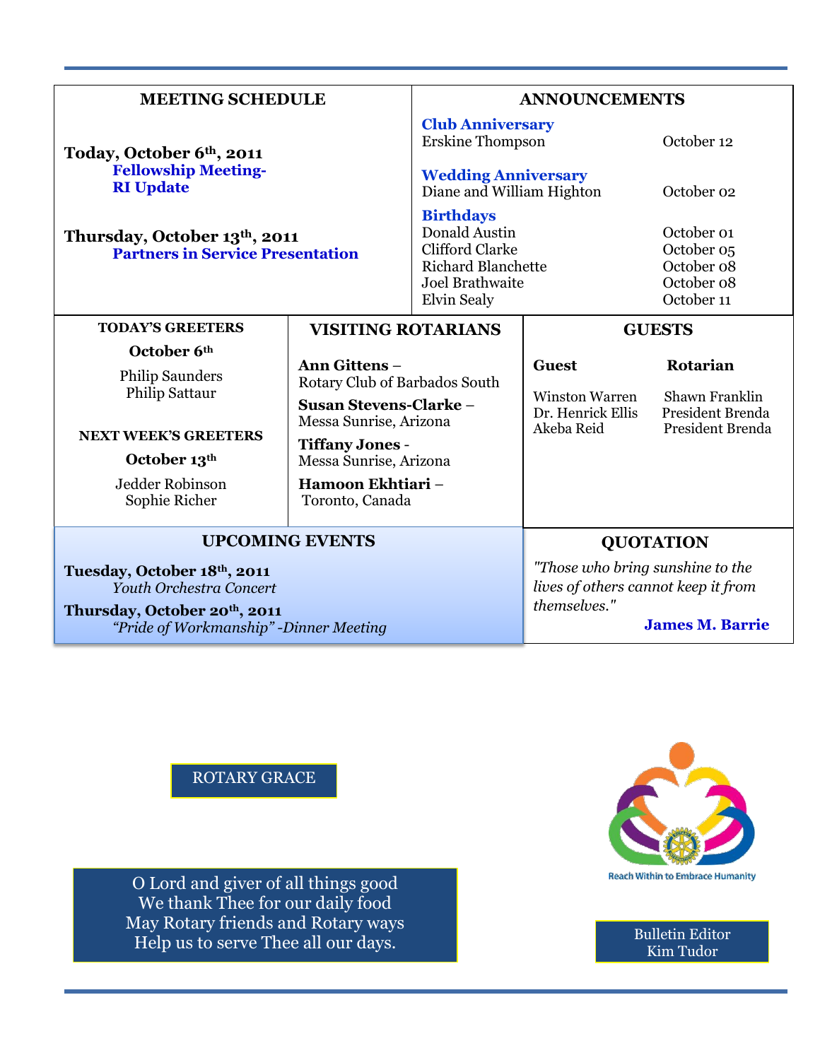## MEETING SCHEDULE

**Today, October 6th, 2011**
**Fellowship Meeting- RI Update**

**Thursday, October 13th, 2011**
**Partners in Service Presentation**

## ANNOUNCEMENTS

**Club Anniversary**

| | |
|---|---|
| Erskine Thompson | October 12 |

**Wedding Anniversary**

| | |
|---|---|
| Diane and William Highton | October 02 |

**Birthdays**

| | |
|---|---|
| Donald Austin | October 01 |
| Clifford Clarke | October 05 |
| Richard Blanchette | October 08 |
| Joel Brathwaite | October 08 |
| Elvin Sealy | October 11 |

### TODAY'S GREETERS

**October 6th**

Philip Saunders
Philip Sattaur

### NEXT WEEK'S GREETERS

**October 13th**

Jedder Robinson
Sophie Richer

## VISITING ROTARIANS

**Ann Gittens** – Rotary Club of Barbados South

**Susan Stevens-Clarke** – Messa Sunrise, Arizona

**Tiffany Jones** - Messa Sunrise, Arizona

**Hamoon Ekhtiari** – Toronto, Canada

## GUESTS

| Guest | Rotarian |
|---|---|
| Winston Warren | Shawn Franklin |
| Dr. Henrick Ellis | President Brenda |
| Akeba Reid | President Brenda |

## UPCOMING EVENTS

**Tuesday, October 18th, 2011**
*Youth Orchestra Concert*

**Thursday, October 20th, 2011**
*"Pride of Workmanship" -Dinner Meeting*

## QUOTATION

*"Those who bring sunshine to the lives of others cannot keep it from themselves."*

**James M. Barrie**

ROTARY GRACE

O Lord and giver of all things good
We thank Thee for our daily food
May Rotary friends and Rotary ways
Help us to serve Thee all our days.

Reach Within to Embrace Humanity

Bulletin Editor
Kim Tudor